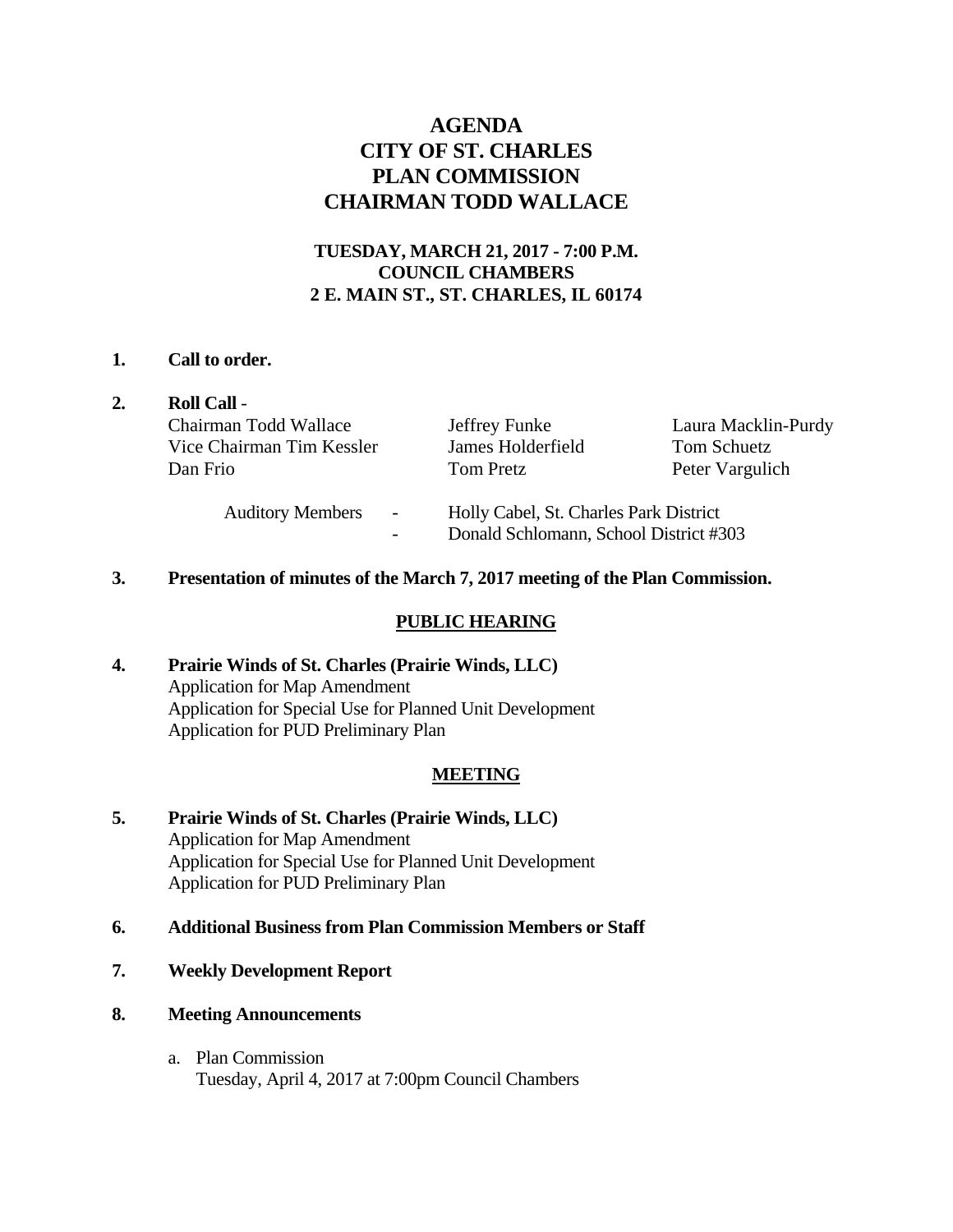# AGENDA
# CITY OF ST. CHARLES
# PLAN COMMISSION
# CHAIRMAN TODD WALLACE

**TUESDAY, MARCH 21, 2017 - 7:00 P.M.**
**COUNCIL CHAMBERS**
**2 E. MAIN ST., ST. CHARLES, IL 60174**

**1. Call to order.**

**2. Roll Call** -

| | | |
|---|---|---|
| Chairman Todd Wallace | Jeffrey Funke | Laura Macklin-Purdy |
| Vice Chairman Tim Kessler | James Holderfield | Tom Schuetz |
| Dan Frio | Tom Pretz | Peter Vargulich |

Auditory Members - Holly Cabel, St. Charles Park District
- Donald Schlomann, School District #303

**3. Presentation of minutes of the March 7, 2017 meeting of the Plan Commission.**

## PUBLIC HEARING

**4. Prairie Winds of St. Charles (Prairie Winds, LLC)**
Application for Map Amendment
Application for Special Use for Planned Unit Development
Application for PUD Preliminary Plan

## MEETING

**5. Prairie Winds of St. Charles (Prairie Winds, LLC)**
Application for Map Amendment
Application for Special Use for Planned Unit Development
Application for PUD Preliminary Plan

**6. Additional Business from Plan Commission Members or Staff**

**7. Weekly Development Report**

**8. Meeting Announcements**

a. Plan Commission
Tuesday, April 4, 2017 at 7:00pm Council Chambers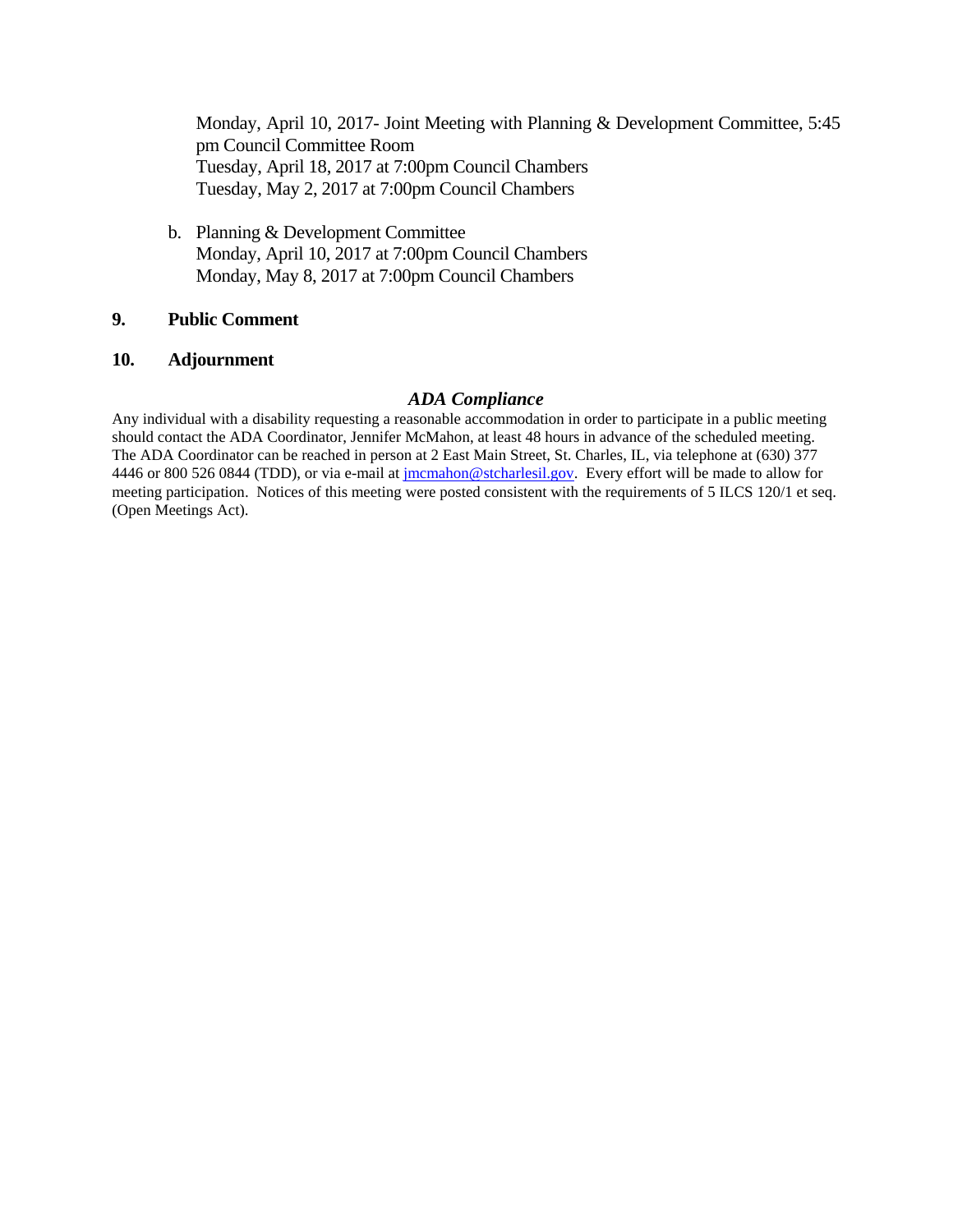Monday, April 10, 2017- Joint Meeting with Planning & Development Committee, 5:45 pm Council Committee Room
Tuesday, April 18, 2017 at 7:00pm Council Chambers
Tuesday, May 2, 2017 at 7:00pm Council Chambers

b. Planning & Development Committee
Monday, April 10, 2017 at 7:00pm Council Chambers
Monday, May 8, 2017 at 7:00pm Council Chambers

**9. Public Comment**

**10. Adjournment**

***ADA Compliance***

Any individual with a disability requesting a reasonable accommodation in order to participate in a public meeting should contact the ADA Coordinator, Jennifer McMahon, at least 48 hours in advance of the scheduled meeting. The ADA Coordinator can be reached in person at 2 East Main Street, St. Charles, IL, via telephone at (630) 377 4446 or 800 526 0844 (TDD), or via e-mail at jmcmahon@stcharlesil.gov. Every effort will be made to allow for meeting participation. Notices of this meeting were posted consistent with the requirements of 5 ILCS 120/1 et seq. (Open Meetings Act).